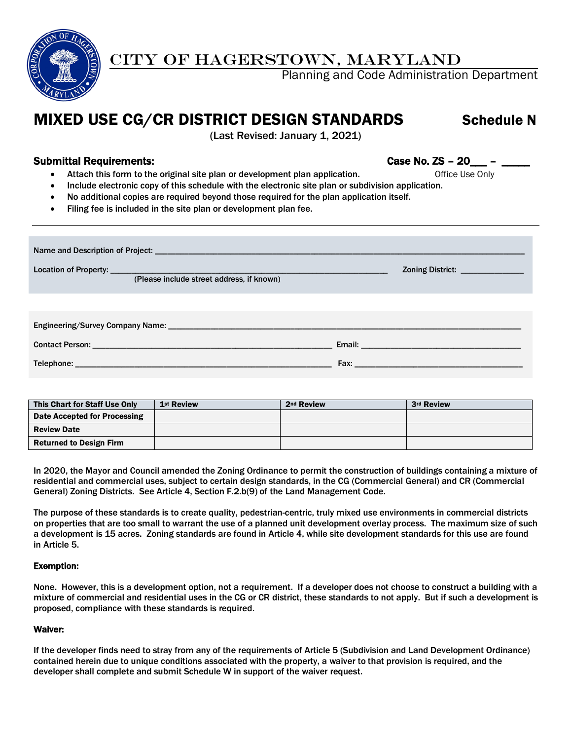# CITY OF HAGERSTOWN, MARYLAND

Planning and Code Administration Department

# MIXED USE CG/CR DISTRICT DESIGN STANDARDS — Schedule N

(Last Revised: January 1, 2021)

**Submittal Requirements:** **Case No. ZS – 20___ – _____**

Office Use Only

- Attach this form to the original site plan or development plan application.
- Include electronic copy of this schedule with the electronic site plan or subdivision application.
- No additional copies are required beyond those required for the plan application itself.
- Filing fee is included in the site plan or development plan fee.

---

Name and Description of Project: ____________________________________________

Location of Property: ____________________________________________ Zoning District: ______________
(Please include street address, if known)

Engineering/Survey Company Name: ____________________________________________

Contact Person: ______________________________ Email: ______________________________

Telephone: ______________________________ Fax: ______________________________

| This Chart for Staff Use Only | 1st Review | 2nd Review | 3rd Review |
|---|---|---|---|
| Date Accepted for Processing | | | |
| Review Date | | | |
| Returned to Design Firm | | | |

In 2020, the Mayor and Council amended the Zoning Ordinance to permit the construction of buildings containing a mixture of residential and commercial uses, subject to certain design standards, in the CG (Commercial General) and CR (Commercial General) Zoning Districts. See Article 4, Section F.2.b(9) of the Land Management Code.

The purpose of these standards is to create quality, pedestrian-centric, truly mixed use environments in commercial districts on properties that are too small to warrant the use of a planned unit development overlay process. The maximum size of such a development is 15 acres. Zoning standards are found in Article 4, while site development standards for this use are found in Article 5.

**Exemption:**

None. However, this is a development option, not a requirement. If a developer does not choose to construct a building with a mixture of commercial and residential uses in the CG or CR district, these standards to not apply. But if such a development is proposed, compliance with these standards is required.

**Waiver:**

If the developer finds need to stray from any of the requirements of Article 5 (Subdivision and Land Development Ordinance) contained herein due to unique conditions associated with the property, a waiver to that provision is required, and the developer shall complete and submit Schedule W in support of the waiver request.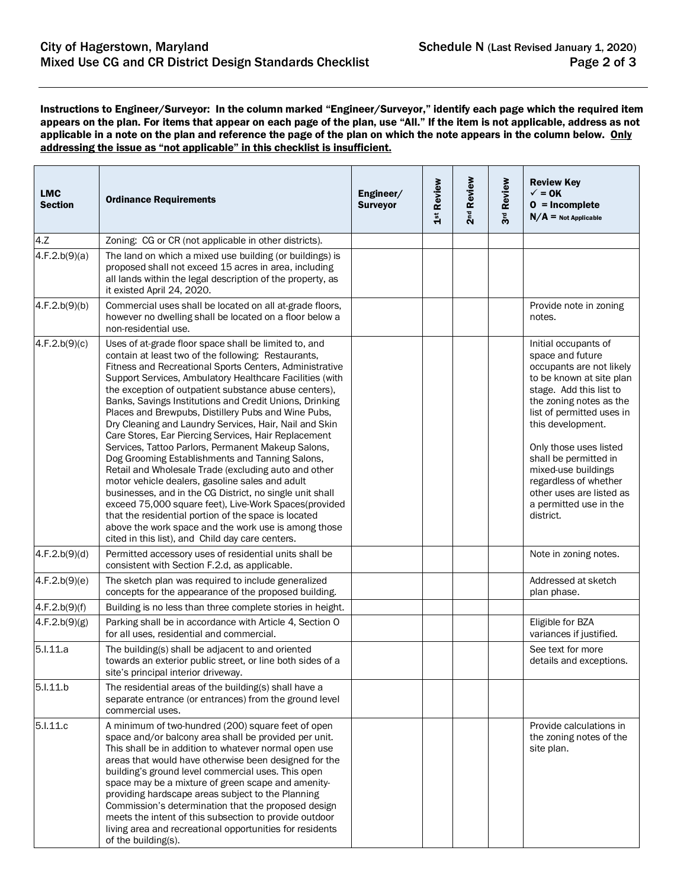**Instructions to Engineer/Surveyor: In the column marked "Engineer/Surveyor," identify each page which the required item appears on the plan. For items that appear on each page of the plan, use "All." If the item is not applicable, address as not applicable in a note on the plan and reference the page of the plan on which the note appears in the column below. <u>Only addressing the issue as "not applicable" in this checklist is insufficient.</u>**

| LMC Section | Ordinance Requirements | Engineer/ Surveyor | 1st Review | 2nd Review | 3rd Review | Review Key ✓ = OK O = Incomplete N/A = Not Applicable |
|---|---|---|---|---|---|---|
| 4.Z | Zoning: CG or CR (not applicable in other districts). | | | | | |
| 4.F.2.b(9)(a) | The land on which a mixed use building (or buildings) is proposed shall not exceed 15 acres in area, including all lands within the legal description of the property, as it existed April 24, 2020. | | | | | |
| 4.F.2.b(9)(b) | Commercial uses shall be located on all at-grade floors, however no dwelling shall be located on a floor below a non-residential use. | | | | | Provide note in zoning notes. |
| 4.F.2.b(9)(c) | Uses of at-grade floor space shall be limited to, and contain at least two of the following: Restaurants, Fitness and Recreational Sports Centers, Administrative Support Services, Ambulatory Healthcare Facilities (with the exception of outpatient substance abuse centers), Banks, Savings Institutions and Credit Unions, Drinking Places and Brewpubs, Distillery Pubs and Wine Pubs, Dry Cleaning and Laundry Services, Hair, Nail and Skin Care Stores, Ear Piercing Services, Hair Replacement Services, Tattoo Parlors, Permanent Makeup Salons, Dog Grooming Establishments and Tanning Salons, Retail and Wholesale Trade (excluding auto and other motor vehicle dealers, gasoline sales and adult businesses, and in the CG District, no single unit shall exceed 75,000 square feet), Live-Work Spaces(provided that the residential portion of the space is located above the work space and the work use is among those cited in this list), and Child day care centers. | | | | | Initial occupants of space and future occupants are not likely to be known at site plan stage. Add this list to the zoning notes as the list of permitted uses in this development.<br><br>Only those uses listed shall be permitted in mixed-use buildings regardless of whether other uses are listed as a permitted use in the district. |
| 4.F.2.b(9)(d) | Permitted accessory uses of residential units shall be consistent with Section F.2.d, as applicable. | | | | | Note in zoning notes. |
| 4.F.2.b(9)(e) | The sketch plan was required to include generalized concepts for the appearance of the proposed building. | | | | | Addressed at sketch plan phase. |
| 4.F.2.b(9)(f) | Building is no less than three complete stories in height. | | | | | |
| 4.F.2.b(9)(g) | Parking shall be in accordance with Article 4, Section O for all uses, residential and commercial. | | | | | Eligible for BZA variances if justified. |
| 5.I.11.a | The building(s) shall be adjacent to and oriented towards an exterior public street, or line both sides of a site's principal interior driveway. | | | | | See text for more details and exceptions. |
| 5.I.11.b | The residential areas of the building(s) shall have a separate entrance (or entrances) from the ground level commercial uses. | | | | | |
| 5.I.11.c | A minimum of two-hundred (200) square feet of open space and/or balcony area shall be provided per unit. This shall be in addition to whatever normal open use areas that would have otherwise been designed for the building's ground level commercial uses. This open space may be a mixture of green scape and amenity-providing hardscape areas subject to the Planning Commission's determination that the proposed design meets the intent of this subsection to provide outdoor living area and recreational opportunities for residents of the building(s). | | | | | Provide calculations in the zoning notes of the site plan. |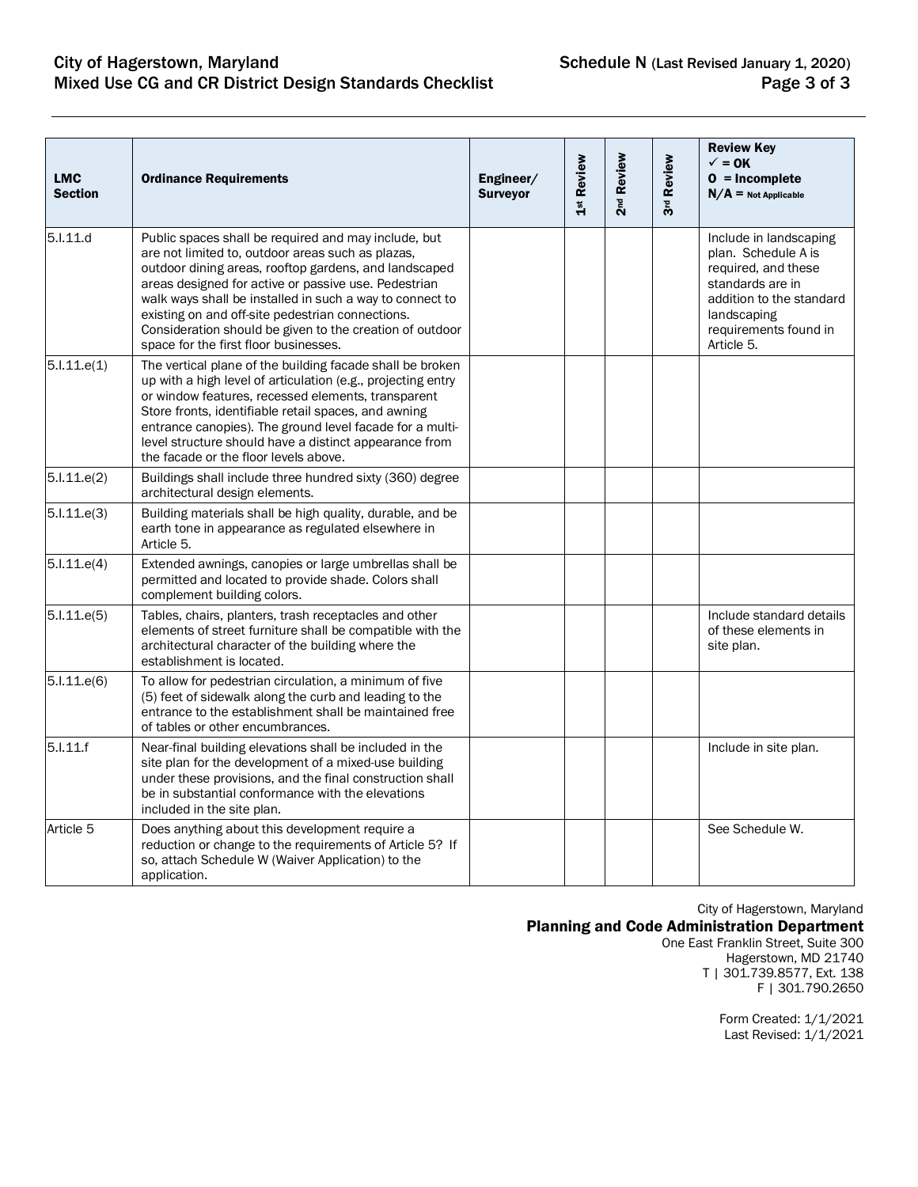| LMC Section | Ordinance Requirements | Engineer/ Surveyor | 1st Review | 2nd Review | 3rd Review | Review Key ✓ = OK O = Incomplete N/A = Not Applicable |
|---|---|---|---|---|---|---|
| 5.I.11.d | Public spaces shall be required and may include, but are not limited to, outdoor areas such as plazas, outdoor dining areas, rooftop gardens, and landscaped areas designed for active or passive use. Pedestrian walk ways shall be installed in such a way to connect to existing on and off-site pedestrian connections. Consideration should be given to the creation of outdoor space for the first floor businesses. | | | | | Include in landscaping plan. Schedule A is required, and these standards are in addition to the standard landscaping requirements found in Article 5. |
| 5.I.11.e(1) | The vertical plane of the building facade shall be broken up with a high level of articulation (e.g., projecting entry or window features, recessed elements, transparent Store fronts, identifiable retail spaces, and awning entrance canopies). The ground level facade for a multi-level structure should have a distinct appearance from the facade or the floor levels above. | | | | | |
| 5.I.11.e(2) | Buildings shall include three hundred sixty (360) degree architectural design elements. | | | | | |
| 5.I.11.e(3) | Building materials shall be high quality, durable, and be earth tone in appearance as regulated elsewhere in Article 5. | | | | | |
| 5.I.11.e(4) | Extended awnings, canopies or large umbrellas shall be permitted and located to provide shade. Colors shall complement building colors. | | | | | |
| 5.I.11.e(5) | Tables, chairs, planters, trash receptacles and other elements of street furniture shall be compatible with the architectural character of the building where the establishment is located. | | | | | Include standard details of these elements in site plan. |
| 5.I.11.e(6) | To allow for pedestrian circulation, a minimum of five (5) feet of sidewalk along the curb and leading to the entrance to the establishment shall be maintained free of tables or other encumbrances. | | | | | |
| 5.I.11.f | Near-final building elevations shall be included in the site plan for the development of a mixed-use building under these provisions, and the final construction shall be in substantial conformance with the elevations included in the site plan. | | | | | Include in site plan. |
| Article 5 | Does anything about this development require a reduction or change to the requirements of Article 5? If so, attach Schedule W (Waiver Application) to the application. | | | | | See Schedule W. |

City of Hagerstown, Maryland
**Planning and Code Administration Department**
One East Franklin Street, Suite 300
Hagerstown, MD 21740
T | 301.739.8577, Ext. 138
F | 301.790.2650

Form Created: 1/1/2021
Last Revised: 1/1/2021